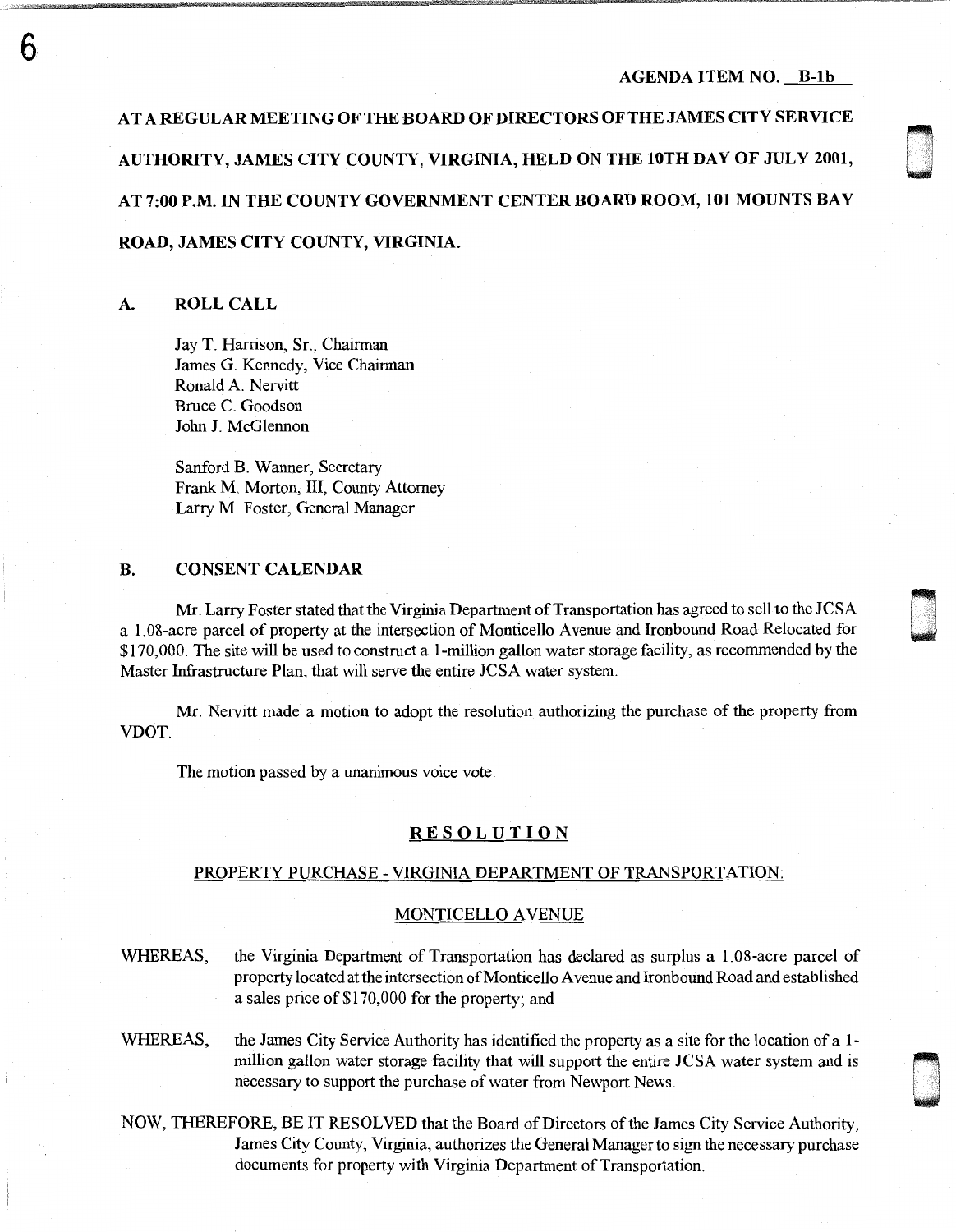AGENDA ITEM NO. B-1b

AT A REGULAR MEETING OF THE BOARD OF DIRECTORS OF THE JAMES CITY SERVICE AUTHORITY, JAMES CITY COUNTY, VIRGINIA, HELD ON THE 10TH DAY OF JULY 2001, AT 7:00 P.M. IN THE COUNTY GOVERNMENT CENTER BOARD ROOM, 101 MOUNTS BAY ROAD, JAMES CITY COUNTY, VIRGINIA.

## A. ROLL CALL

Jay T. Harrison, Sr., Chairman
James G. Kennedy, Vice Chairman
Ronald A. Nervitt
Bruce C. Goodson
John J. McGlennon

Sanford B. Wanner, Secretary
Frank M. Morton, III, County Attorney
Larry M. Foster, General Manager

## B. CONSENT CALENDAR

Mr. Larry Foster stated that the Virginia Department of Transportation has agreed to sell to the JCSA a 1.08-acre parcel of property at the intersection of Monticello Avenue and Ironbound Road Relocated for $170,000. The site will be used to construct a 1-million gallon water storage facility, as recommended by the Master Infrastructure Plan, that will serve the entire JCSA water system.

Mr. Nervitt made a motion to adopt the resolution authorizing the purchase of the property from VDOT.

The motion passed by a unanimous voice vote.

**RESOLUTION**

PROPERTY PURCHASE - VIRGINIA DEPARTMENT OF TRANSPORTATION:

MONTICELLO AVENUE

WHEREAS, the Virginia Department of Transportation has declared as surplus a 1.08-acre parcel of property located at the intersection of Monticello Avenue and Ironbound Road and established a sales price of $170,000 for the property; and

WHEREAS, the James City Service Authority has identified the property as a site for the location of a 1-million gallon water storage facility that will support the entire JCSA water system and is necessary to support the purchase of water from Newport News.

NOW, THEREFORE, BE IT RESOLVED that the Board of Directors of the James City Service Authority, James City County, Virginia, authorizes the General Manager to sign the necessary purchase documents for property with Virginia Department of Transportation.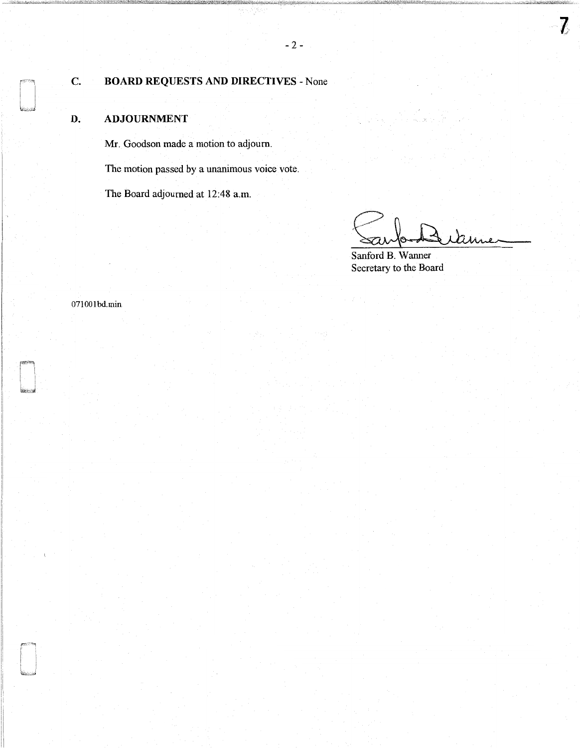## C. BOARD REQUESTS AND DIRECTIVES - None

## D. ADJOURNMENT

Mr. Goodson made a motion to adjourn.

The motion passed by a unanimous voice vote.

The Board adjourned at 12:48 a.m.

Sanford B. Wanner
Secretary to the Board

071001bd.min